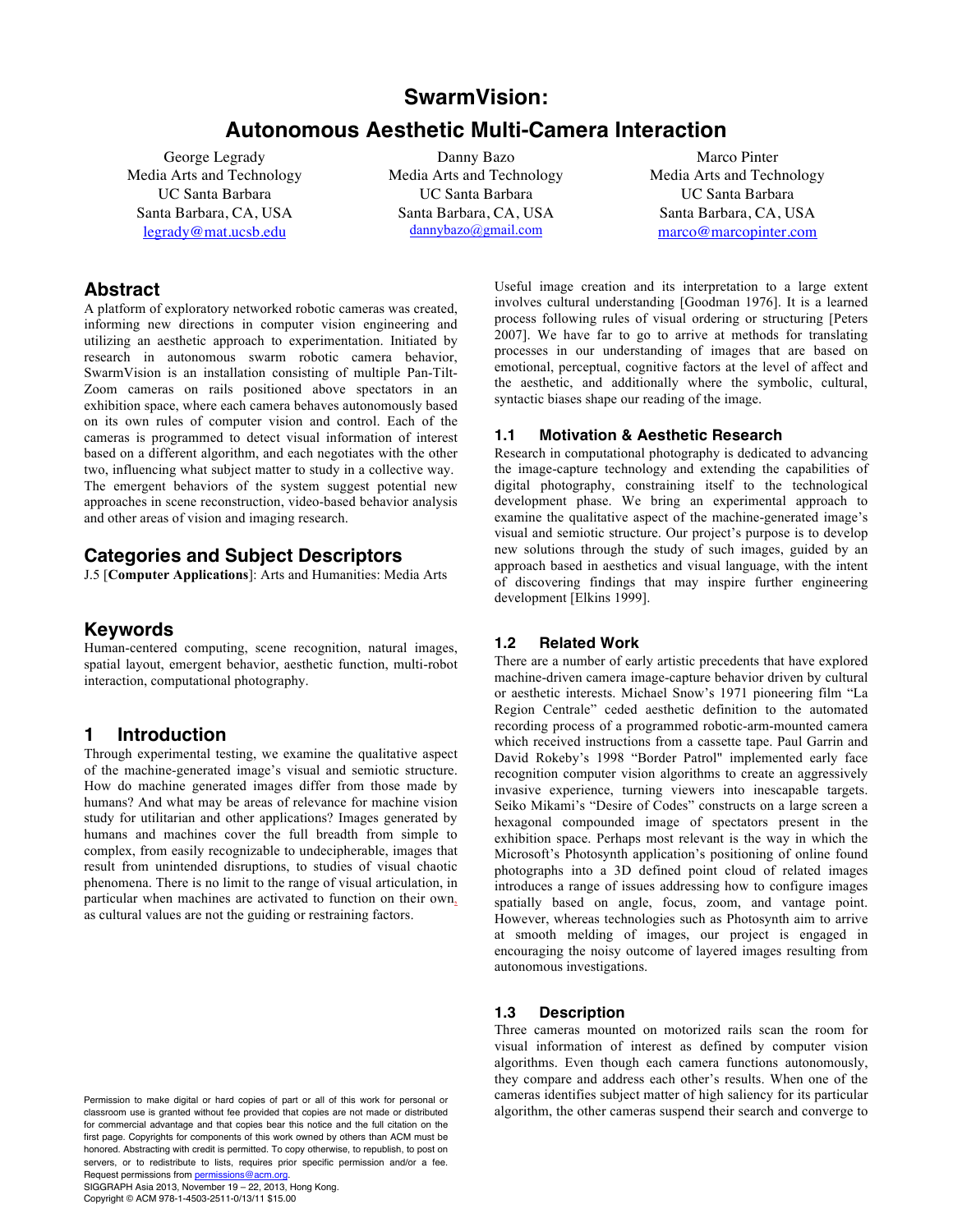# SwarmVision: Autonomous Aesthetic Multi-Camera Interaction

George Legrady
Media Arts and Technology
UC Santa Barbara
Santa Barbara, CA, USA
legrady@mat.ucsb.edu

Danny Bazo
Media Arts and Technology
UC Santa Barbara
Santa Barbara, CA, USA
dannybazo@gmail.com

Marco Pinter
Media Arts and Technology
UC Santa Barbara
Santa Barbara, CA, USA
marco@marcopinter.com

## Abstract

A platform of exploratory networked robotic cameras was created, informing new directions in computer vision engineering and utilizing an aesthetic approach to experimentation. Initiated by research in autonomous swarm robotic camera behavior, SwarmVision is an installation consisting of multiple Pan-Tilt-Zoom cameras on rails positioned above spectators in an exhibition space, where each camera behaves autonomously based on its own rules of computer vision and control. Each of the cameras is programmed to detect visual information of interest based on a different algorithm, and each negotiates with the other two, influencing what subject matter to study in a collective way. The emergent behaviors of the system suggest potential new approaches in scene reconstruction, video-based behavior analysis and other areas of vision and imaging research.

## Categories and Subject Descriptors

J.5 [**Computer Applications**]: Arts and Humanities: Media Arts

## Keywords

Human-centered computing, scene recognition, natural images, spatial layout, emergent behavior, aesthetic function, multi-robot interaction, computational photography.

## 1 Introduction

Through experimental testing, we examine the qualitative aspect of the machine-generated image's visual and semiotic structure. How do machine generated images differ from those made by humans? And what may be areas of relevance for machine vision study for utilitarian and other applications? Images generated by humans and machines cover the full breadth from simple to complex, from easily recognizable to undecipherable, images that result from unintended disruptions, to studies of visual chaotic phenomena. There is no limit to the range of visual articulation, in particular when machines are activated to function on their own, as cultural values are not the guiding or restraining factors.

Useful image creation and its interpretation to a large extent involves cultural understanding [Goodman 1976]. It is a learned process following rules of visual ordering or structuring [Peters 2007]. We have far to go to arrive at methods for translating processes in our understanding of images that are based on emotional, perceptual, cognitive factors at the level of affect and the aesthetic, and additionally where the symbolic, cultural, syntactic biases shape our reading of the image.

### 1.1 Motivation & Aesthetic Research

Research in computational photography is dedicated to advancing the image-capture technology and extending the capabilities of digital photography, constraining itself to the technological development phase. We bring an experimental approach to examine the qualitative aspect of the machine-generated image's visual and semiotic structure. Our project's purpose is to develop new solutions through the study of such images, guided by an approach based in aesthetics and visual language, with the intent of discovering findings that may inspire further engineering development [Elkins 1999].

### 1.2 Related Work

There are a number of early artistic precedents that have explored machine-driven camera image-capture behavior driven by cultural or aesthetic interests. Michael Snow's 1971 pioneering film "La Region Centrale" ceded aesthetic definition to the automated recording process of a programmed robotic-arm-mounted camera which received instructions from a cassette tape. Paul Garrin and David Rokeby's 1998 "Border Patrol" implemented early face recognition computer vision algorithms to create an aggressively invasive experience, turning viewers into inescapable targets. Seiko Mikami's "Desire of Codes" constructs on a large screen a hexagonal compounded image of spectators present in the exhibition space. Perhaps most relevant is the way in which the Microsoft's Photosynth application's positioning of online found photographs into a 3D defined point cloud of related images introduces a range of issues addressing how to configure images spatially based on angle, focus, zoom, and vantage point. However, whereas technologies such as Photosynth aim to arrive at smooth melding of images, our project is engaged in encouraging the noisy outcome of layered images resulting from autonomous investigations.

### 1.3 Description

Three cameras mounted on motorized rails scan the room for visual information of interest as defined by computer vision algorithms. Even though each camera functions autonomously, they compare and address each other's results. When one of the cameras identifies subject matter of high saliency for its particular algorithm, the other cameras suspend their search and converge to

Permission to make digital or hard copies of part or all of this work for personal or classroom use is granted without fee provided that copies are not made or distributed for commercial advantage and that copies bear this notice and the full citation on the first page. Copyrights for components of this work owned by others than ACM must be honored. Abstracting with credit is permitted. To copy otherwise, to republish, to post on servers, or to redistribute to lists, requires prior specific permission and/or a fee. Request permissions from permissions@acm.org.
SIGGRAPH Asia 2013, November 19 – 22, 2013, Hong Kong.
Copyright © ACM 978-1-4503-2511-0/13/11 $15.00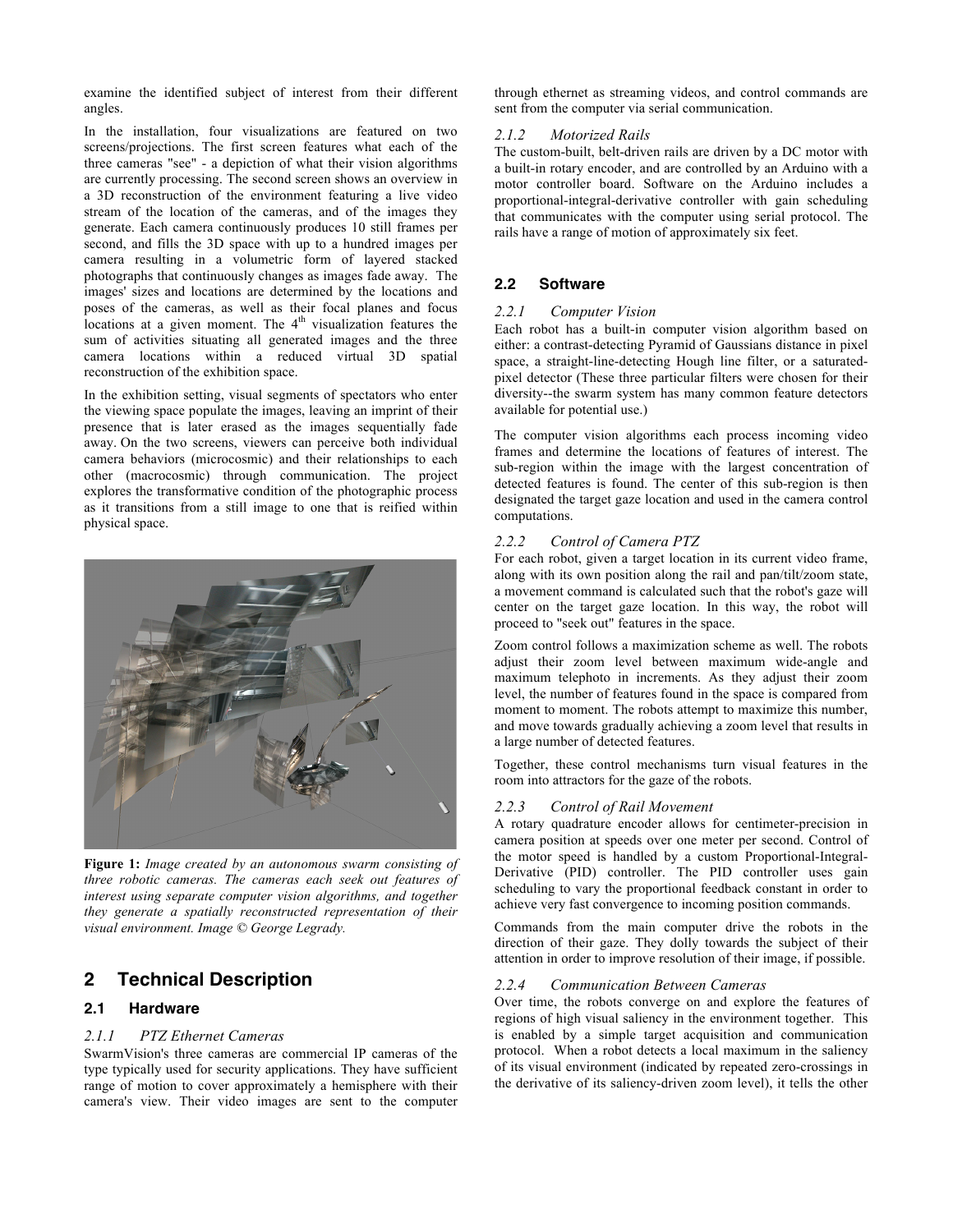examine the identified subject of interest from their different angles.

In the installation, four visualizations are featured on two screens/projections. The first screen features what each of the three cameras "see" - a depiction of what their vision algorithms are currently processing. The second screen shows an overview in a 3D reconstruction of the environment featuring a live video stream of the location of the cameras, and of the images they generate. Each camera continuously produces 10 still frames per second, and fills the 3D space with up to a hundred images per camera resulting in a volumetric form of layered stacked photographs that continuously changes as images fade away. The images' sizes and locations are determined by the locations and poses of the cameras, as well as their focal planes and focus locations at a given moment. The 4th visualization features the sum of activities situating all generated images and the three camera locations within a reduced virtual 3D spatial reconstruction of the exhibition space.

In the exhibition setting, visual segments of spectators who enter the viewing space populate the images, leaving an imprint of their presence that is later erased as the images sequentially fade away. On the two screens, viewers can perceive both individual camera behaviors (microcosmic) and their relationships to each other (macrocosmic) through communication. The project explores the transformative condition of the photographic process as it transitions from a still image to one that is reified within physical space.

**Figure 1:** *Image created by an autonomous swarm consisting of three robotic cameras. The cameras each seek out features of interest using separate computer vision algorithms, and together they generate a spatially reconstructed representation of their visual environment. Image © George Legrady.*

## 2 Technical Description

### 2.1 Hardware

#### *2.1.1 PTZ Ethernet Cameras*

SwarmVision's three cameras are commercial IP cameras of the type typically used for security applications. They have sufficient range of motion to cover approximately a hemisphere with their camera's view. Their video images are sent to the computer through ethernet as streaming videos, and control commands are sent from the computer via serial communication.

#### *2.1.2 Motorized Rails*

The custom-built, belt-driven rails are driven by a DC motor with a built-in rotary encoder, and are controlled by an Arduino with a motor controller board. Software on the Arduino includes a proportional-integral-derivative controller with gain scheduling that communicates with the computer using serial protocol. The rails have a range of motion of approximately six feet.

### 2.2 Software

#### *2.2.1 Computer Vision*

Each robot has a built-in computer vision algorithm based on either: a contrast-detecting Pyramid of Gaussians distance in pixel space, a straight-line-detecting Hough line filter, or a saturated-pixel detector (These three particular filters were chosen for their diversity--the swarm system has many common feature detectors available for potential use.)

The computer vision algorithms each process incoming video frames and determine the locations of features of interest. The sub-region within the image with the largest concentration of detected features is found. The center of this sub-region is then designated the target gaze location and used in the camera control computations.

#### *2.2.2 Control of Camera PTZ*

For each robot, given a target location in its current video frame, along with its own position along the rail and pan/tilt/zoom state, a movement command is calculated such that the robot's gaze will center on the target gaze location. In this way, the robot will proceed to "seek out" features in the space.

Zoom control follows a maximization scheme as well. The robots adjust their zoom level between maximum wide-angle and maximum telephoto in increments. As they adjust their zoom level, the number of features found in the space is compared from moment to moment. The robots attempt to maximize this number, and move towards gradually achieving a zoom level that results in a large number of detected features.

Together, these control mechanisms turn visual features in the room into attractors for the gaze of the robots.

#### *2.2.3 Control of Rail Movement*

A rotary quadrature encoder allows for centimeter-precision in camera position at speeds over one meter per second. Control of the motor speed is handled by a custom Proportional-Integral-Derivative (PID) controller. The PID controller uses gain scheduling to vary the proportional feedback constant in order to achieve very fast convergence to incoming position commands.

Commands from the main computer drive the robots in the direction of their gaze. They dolly towards the subject of their attention in order to improve resolution of their image, if possible.

#### *2.2.4 Communication Between Cameras*

Over time, the robots converge on and explore the features of regions of high visual saliency in the environment together. This is enabled by a simple target acquisition and communication protocol. When a robot detects a local maximum in the saliency of its visual environment (indicated by repeated zero-crossings in the derivative of its saliency-driven zoom level), it tells the other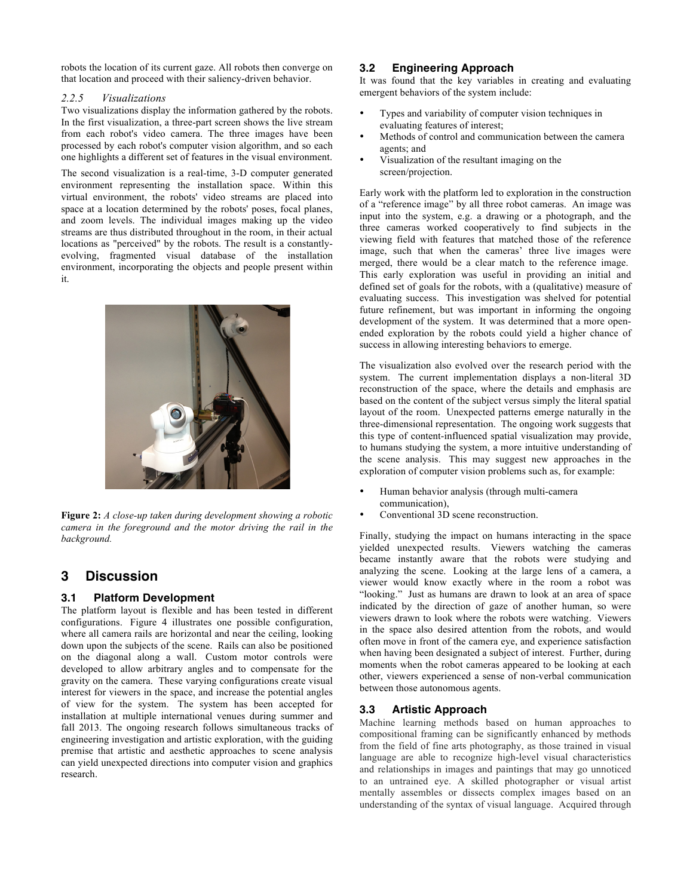robots the location of its current gaze. All robots then converge on that location and proceed with their saliency-driven behavior.

#### *2.2.5 Visualizations*

Two visualizations display the information gathered by the robots. In the first visualization, a three-part screen shows the live stream from each robot's video camera. The three images have been processed by each robot's computer vision algorithm, and so each one highlights a different set of features in the visual environment.

The second visualization is a real-time, 3-D computer generated environment representing the installation space. Within this virtual environment, the robots' video streams are placed into space at a location determined by the robots' poses, focal planes, and zoom levels. The individual images making up the video streams are thus distributed throughout in the room, in their actual locations as "perceived" by the robots. The result is a constantly-evolving, fragmented visual database of the installation environment, incorporating the objects and people present within it.

**Figure 2:** *A close-up taken during development showing a robotic camera in the foreground and the motor driving the rail in the background.*

## 3 Discussion

### 3.1 Platform Development

The platform layout is flexible and has been tested in different configurations. Figure 4 illustrates one possible configuration, where all camera rails are horizontal and near the ceiling, looking down upon the subjects of the scene. Rails can also be positioned on the diagonal along a wall. Custom motor controls were developed to allow arbitrary angles and to compensate for the gravity on the camera. These varying configurations create visual interest for viewers in the space, and increase the potential angles of view for the system. The system has been accepted for installation at multiple international venues during summer and fall 2013. The ongoing research follows simultaneous tracks of engineering investigation and artistic exploration, with the guiding premise that artistic and aesthetic approaches to scene analysis can yield unexpected directions into computer vision and graphics research.

### 3.2 Engineering Approach

It was found that the key variables in creating and evaluating emergent behaviors of the system include:

- Types and variability of computer vision techniques in evaluating features of interest;
- Methods of control and communication between the camera agents; and
- Visualization of the resultant imaging on the screen/projection.

Early work with the platform led to exploration in the construction of a "reference image" by all three robot cameras. An image was input into the system, e.g. a drawing or a photograph, and the three cameras worked cooperatively to find subjects in the viewing field with features that matched those of the reference image, such that when the cameras' three live images were merged, there would be a clear match to the reference image. This early exploration was useful in providing an initial and defined set of goals for the robots, with a (qualitative) measure of evaluating success. This investigation was shelved for potential future refinement, but was important in informing the ongoing development of the system. It was determined that a more open-ended exploration by the robots could yield a higher chance of success in allowing interesting behaviors to emerge.

The visualization also evolved over the research period with the system. The current implementation displays a non-literal 3D reconstruction of the space, where the details and emphasis are based on the content of the subject versus simply the literal spatial layout of the room. Unexpected patterns emerge naturally in the three-dimensional representation. The ongoing work suggests that this type of content-influenced spatial visualization may provide, to humans studying the system, a more intuitive understanding of the scene analysis. This may suggest new approaches in the exploration of computer vision problems such as, for example:

- Human behavior analysis (through multi-camera communication),
- Conventional 3D scene reconstruction.

Finally, studying the impact on humans interacting in the space yielded unexpected results. Viewers watching the cameras became instantly aware that the robots were studying and analyzing the scene. Looking at the large lens of a camera, a viewer would know exactly where in the room a robot was "looking." Just as humans are drawn to look at an area of space indicated by the direction of gaze of another human, so were viewers drawn to look where the robots were watching. Viewers in the space also desired attention from the robots, and would often move in front of the camera eye, and experience satisfaction when having been designated a subject of interest. Further, during moments when the robot cameras appeared to be looking at each other, viewers experienced a sense of non-verbal communication between those autonomous agents.

### 3.3 Artistic Approach

Machine learning methods based on human approaches to compositional framing can be significantly enhanced by methods from the field of fine arts photography, as those trained in visual language are able to recognize high-level visual characteristics and relationships in images and paintings that may go unnoticed to an untrained eye. A skilled photographer or visual artist mentally assembles or dissects complex images based on an understanding of the syntax of visual language. Acquired through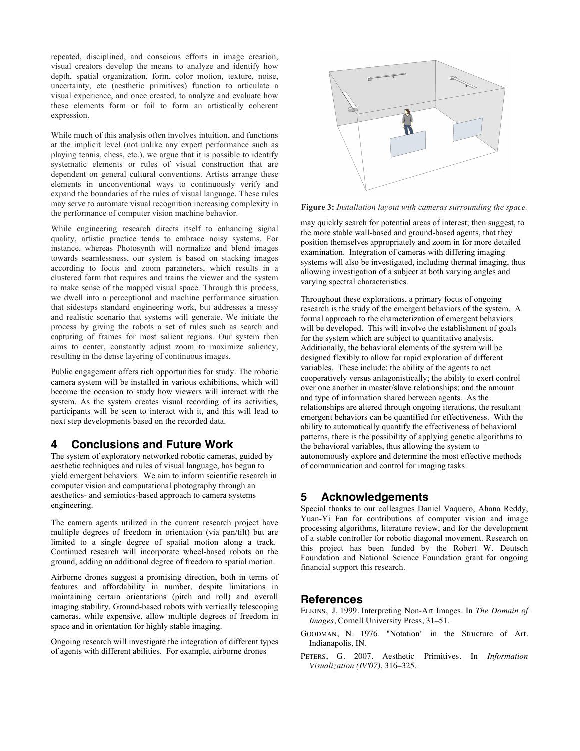repeated, disciplined, and conscious efforts in image creation, visual creators develop the means to analyze and identify how depth, spatial organization, form, color motion, texture, noise, uncertainty, etc (aesthetic primitives) function to articulate a visual experience, and once created, to analyze and evaluate how these elements form or fail to form an artistically coherent expression.

While much of this analysis often involves intuition, and functions at the implicit level (not unlike any expert performance such as playing tennis, chess, etc.), we argue that it is possible to identify systematic elements or rules of visual construction that are dependent on general cultural conventions. Artists arrange these elements in unconventional ways to continuously verify and expand the boundaries of the rules of visual language. These rules may serve to automate visual recognition increasing complexity in the performance of computer vision machine behavior.

While engineering research directs itself to enhancing signal quality, artistic practice tends to embrace noisy systems. For instance, whereas Photosynth will normalize and blend images towards seamlessness, our system is based on stacking images according to focus and zoom parameters, which results in a clustered form that requires and trains the viewer and the system to make sense of the mapped visual space. Through this process, we dwell into a perceptional and machine performance situation that sidesteps standard engineering work, but addresses a messy and realistic scenario that systems will generate. We initiate the process by giving the robots a set of rules such as search and capturing of frames for most salient regions. Our system then aims to center, constantly adjust zoom to maximize saliency, resulting in the dense layering of continuous images.

Public engagement offers rich opportunities for study. The robotic camera system will be installed in various exhibitions, which will become the occasion to study how viewers will interact with the system. As the system creates visual recording of its activities, participants will be seen to interact with it, and this will lead to next step developments based on the recorded data.

## 4 Conclusions and Future Work

The system of exploratory networked robotic cameras, guided by aesthetic techniques and rules of visual language, has begun to yield emergent behaviors. We aim to inform scientific research in computer vision and computational photography through an aesthetics- and semiotics-based approach to camera systems engineering.

The camera agents utilized in the current research project have multiple degrees of freedom in orientation (via pan/tilt) but are limited to a single degree of spatial motion along a track. Continued research will incorporate wheel-based robots on the ground, adding an additional degree of freedom to spatial motion.

Airborne drones suggest a promising direction, both in terms of features and affordability in number, despite limitations in maintaining certain orientations (pitch and roll) and overall imaging stability. Ground-based robots with vertically telescoping cameras, while expensive, allow multiple degrees of freedom in space and in orientation for highly stable imaging.

Ongoing research will investigate the integration of different types of agents with different abilities. For example, airborne drones may quickly search for potential areas of interest; then suggest, to the more stable wall-based and ground-based agents, that they position themselves appropriately and zoom in for more detailed examination. Integration of cameras with differing imaging systems will also be investigated, including thermal imaging, thus allowing investigation of a subject at both varying angles and varying spectral characteristics.

**Figure 3:** *Installation layout with cameras surrounding the space.*

Throughout these explorations, a primary focus of ongoing research is the study of the emergent behaviors of the system. A formal approach to the characterization of emergent behaviors will be developed. This will involve the establishment of goals for the system which are subject to quantitative analysis. Additionally, the behavioral elements of the system will be designed flexibly to allow for rapid exploration of different variables. These include: the ability of the agents to act cooperatively versus antagonistically; the ability to exert control over one another in master/slave relationships; and the amount and type of information shared between agents. As the relationships are altered through ongoing iterations, the resultant emergent behaviors can be quantified for effectiveness. With the ability to automatically quantify the effectiveness of behavioral patterns, there is the possibility of applying genetic algorithms to the behavioral variables, thus allowing the system to autonomously explore and determine the most effective methods of communication and control for imaging tasks.

## 5 Acknowledgements

Special thanks to our colleagues Daniel Vaquero, Ahana Reddy, Yuan-Yi Fan for contributions of computer vision and image processing algorithms, literature review, and for the development of a stable controller for robotic diagonal movement. Research on this project has been funded by the Robert W. Deutsch Foundation and National Science Foundation grant for ongoing financial support this research.

## References

ELKINS, J. 1999. Interpreting Non-Art Images. In *The Domain of Images*, Cornell University Press, 31–51.

GOODMAN, N. 1976. "Notation" in the Structure of Art. Indianapolis, IN.

PETERS, G. 2007. Aesthetic Primitives. In *Information Visualization (IV'07)*, 316–325.